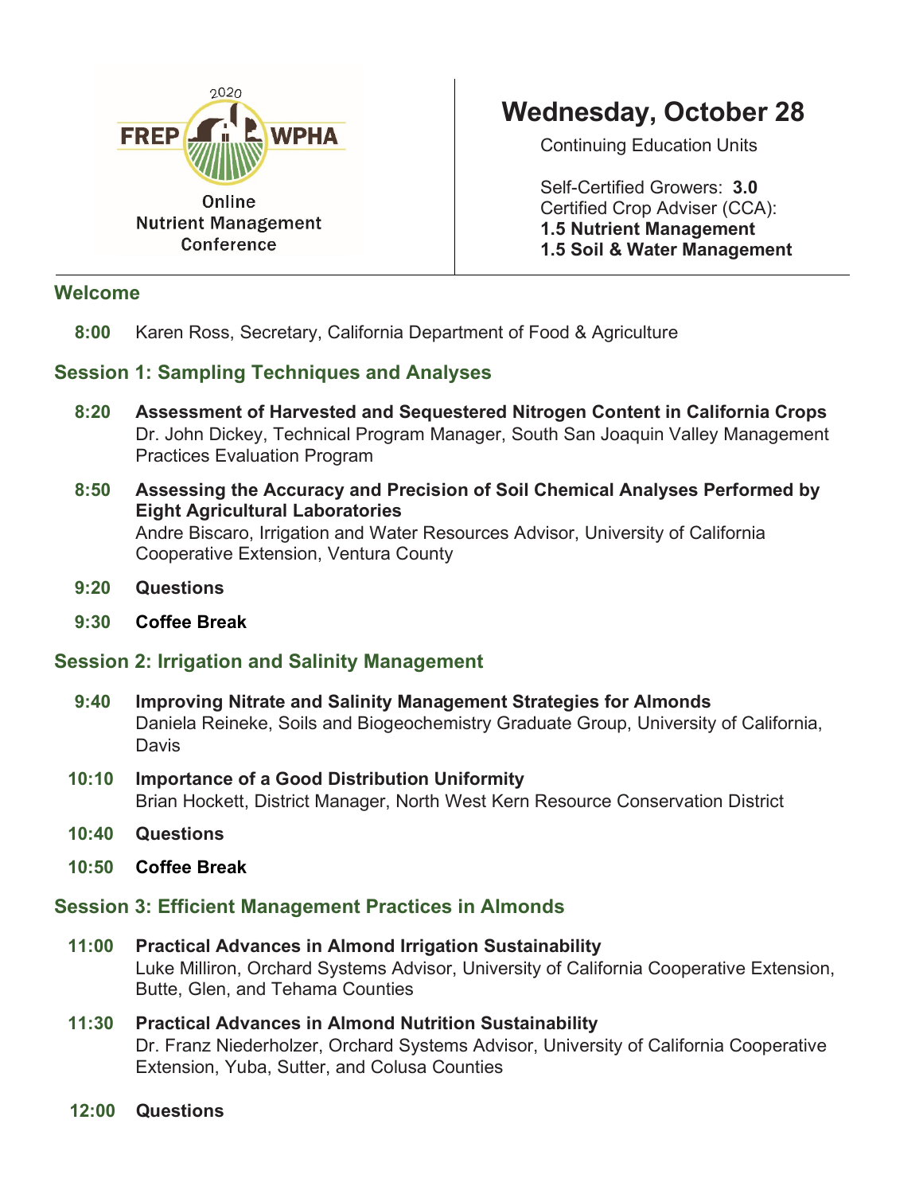2020 FREP WPHA

Online Nutrient Management Conference

# Wednesday, October 28

Continuing Education Units

Self-Certified Growers: **3.0**
Certified Crop Adviser (CCA):
**1.5 Nutrient Management**
**1.5 Soil & Water Management**

## Welcome

**8:00** Karen Ross, Secretary, California Department of Food & Agriculture

## Session 1: Sampling Techniques and Analyses

**8:20** **Assessment of Harvested and Sequestered Nitrogen Content in California Crops**
Dr. John Dickey, Technical Program Manager, South San Joaquin Valley Management Practices Evaluation Program

**8:50** **Assessing the Accuracy and Precision of Soil Chemical Analyses Performed by Eight Agricultural Laboratories**
Andre Biscaro, Irrigation and Water Resources Advisor, University of California Cooperative Extension, Ventura County

**9:20** **Questions**

**9:30** **Coffee Break**

## Session 2: Irrigation and Salinity Management

**9:40** **Improving Nitrate and Salinity Management Strategies for Almonds**
Daniela Reineke, Soils and Biogeochemistry Graduate Group, University of California, Davis

**10:10** **Importance of a Good Distribution Uniformity**
Brian Hockett, District Manager, North West Kern Resource Conservation District

**10:40** **Questions**

**10:50** **Coffee Break**

## Session 3: Efficient Management Practices in Almonds

**11:00** **Practical Advances in Almond Irrigation Sustainability**
Luke Milliron, Orchard Systems Advisor, University of California Cooperative Extension, Butte, Glen, and Tehama Counties

**11:30** **Practical Advances in Almond Nutrition Sustainability**
Dr. Franz Niederholzer, Orchard Systems Advisor, University of California Cooperative Extension, Yuba, Sutter, and Colusa Counties

**12:00** **Questions**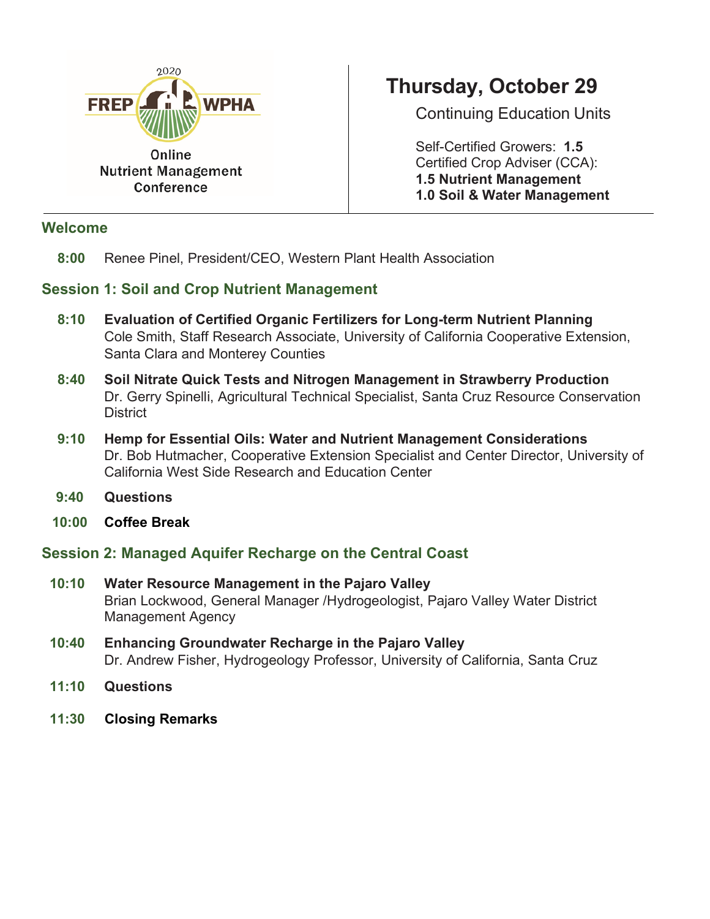2020

FREP WPHA

Online Nutrient Management Conference

# Thursday, October 29

Continuing Education Units

Self-Certified Growers: **1.5**
Certified Crop Adviser (CCA):
**1.5 Nutrient Management**
**1.0 Soil & Water Management**

## Welcome

**8:00** Renee Pinel, President/CEO, Western Plant Health Association

## Session 1: Soil and Crop Nutrient Management

**8:10** **Evaluation of Certified Organic Fertilizers for Long-term Nutrient Planning**
Cole Smith, Staff Research Associate, University of California Cooperative Extension, Santa Clara and Monterey Counties

**8:40** **Soil Nitrate Quick Tests and Nitrogen Management in Strawberry Production**
Dr. Gerry Spinelli, Agricultural Technical Specialist, Santa Cruz Resource Conservation District

**9:10** **Hemp for Essential Oils: Water and Nutrient Management Considerations**
Dr. Bob Hutmacher, Cooperative Extension Specialist and Center Director, University of California West Side Research and Education Center

**9:40** **Questions**

**10:00** **Coffee Break**

## Session 2: Managed Aquifer Recharge on the Central Coast

**10:10** **Water Resource Management in the Pajaro Valley**
Brian Lockwood, General Manager /Hydrogeologist, Pajaro Valley Water District Management Agency

**10:40** **Enhancing Groundwater Recharge in the Pajaro Valley**
Dr. Andrew Fisher, Hydrogeology Professor, University of California, Santa Cruz

**11:10** **Questions**

**11:30** **Closing Remarks**